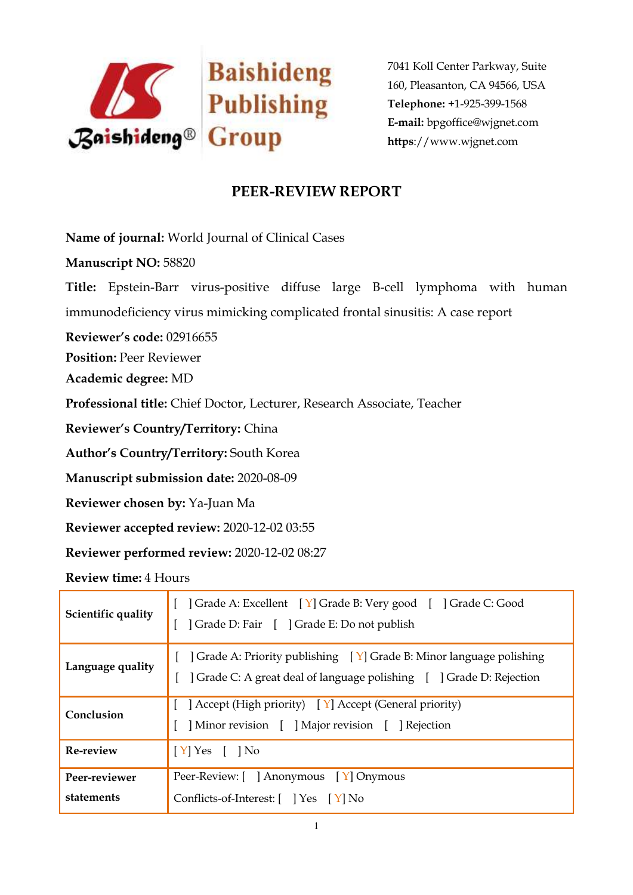Baishideng Publishing Group

7041 Koll Center Parkway, Suite 160, Pleasanton, CA 94566, USA
**Telephone:** +1-925-399-1568
**E-mail:** bpgoffice@wjgnet.com
**https**://www.wjgnet.com

# PEER-REVIEW REPORT

**Name of journal:** World Journal of Clinical Cases

**Manuscript NO:** 58820

**Title:** Epstein-Barr virus-positive diffuse large B-cell lymphoma with human immunodeficiency virus mimicking complicated frontal sinusitis: A case report

**Reviewer's code:** 02916655

**Position:** Peer Reviewer

**Academic degree:** MD

**Professional title:** Chief Doctor, Lecturer, Research Associate, Teacher

**Reviewer's Country/Territory:** China

**Author's Country/Territory:** South Korea

**Manuscript submission date:** 2020-08-09

**Reviewer chosen by:** Ya-Juan Ma

**Reviewer accepted review:** 2020-12-02 03:55

**Reviewer performed review:** 2020-12-02 08:27

**Review time:** 4 Hours

| | |
|---|---|
| **Scientific quality** | [ ] Grade A: Excellent [Y] Grade B: Very good [ ] Grade C: Good [ ] Grade D: Fair [ ] Grade E: Do not publish |
| **Language quality** | [ ] Grade A: Priority publishing [Y] Grade B: Minor language polishing [ ] Grade C: A great deal of language polishing [ ] Grade D: Rejection |
| **Conclusion** | [ ] Accept (High priority) [Y] Accept (General priority) [ ] Minor revision [ ] Major revision [ ] Rejection |
| **Re-review** | [Y] Yes [ ] No |
| **Peer-reviewer statements** | Peer-Review: [ ] Anonymous [Y] Onymous Conflicts-of-Interest: [ ] Yes [Y] No |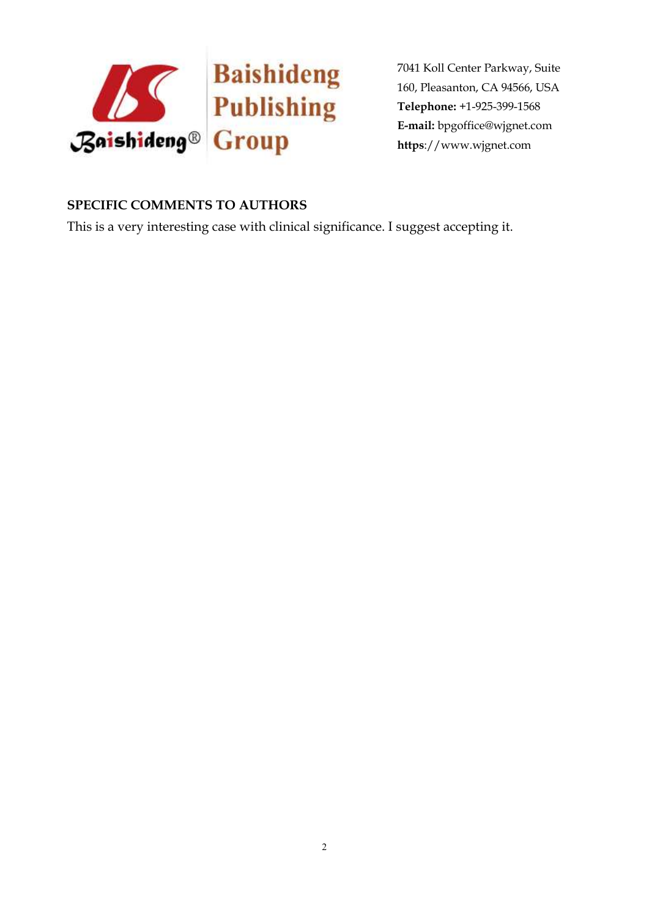## SPECIFIC COMMENTS TO AUTHORS

This is a very interesting case with clinical significance. I suggest accepting it.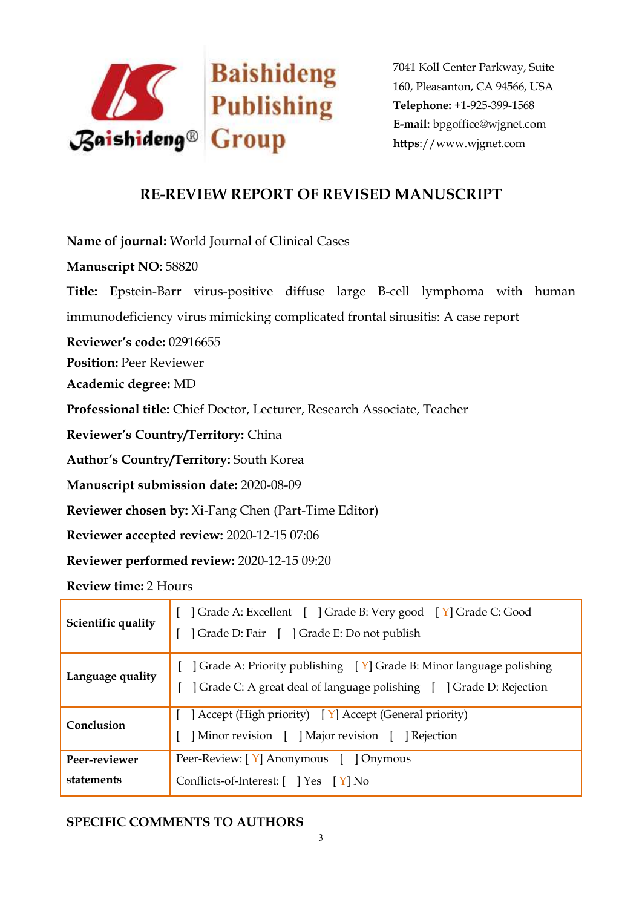Baishideng Publishing Group

7041 Koll Center Parkway, Suite 160, Pleasanton, CA 94566, USA
**Telephone:** +1-925-399-1568
**E-mail:** bpgoffice@wjgnet.com
**https**://www.wjgnet.com

## RE-REVIEW REPORT OF REVISED MANUSCRIPT

**Name of journal:** World Journal of Clinical Cases

**Manuscript NO:** 58820

**Title:** Epstein-Barr virus-positive diffuse large B-cell lymphoma with human immunodeficiency virus mimicking complicated frontal sinusitis: A case report

**Reviewer's code:** 02916655

**Position:** Peer Reviewer

**Academic degree:** MD

**Professional title:** Chief Doctor, Lecturer, Research Associate, Teacher

**Reviewer's Country/Territory:** China

**Author's Country/Territory:** South Korea

**Manuscript submission date:** 2020-08-09

**Reviewer chosen by:** Xi-Fang Chen (Part-Time Editor)

**Reviewer accepted review:** 2020-12-15 07:06

**Reviewer performed review:** 2020-12-15 09:20

**Review time:** 2 Hours

| | |
|---|---|
| **Scientific quality** | [ ] Grade A: Excellent [ ] Grade B: Very good [ Y] Grade C: Good<br>[ ] Grade D: Fair [ ] Grade E: Do not publish |
| **Language quality** | [ ] Grade A: Priority publishing [ Y] Grade B: Minor language polishing<br>[ ] Grade C: A great deal of language polishing [ ] Grade D: Rejection |
| **Conclusion** | [ ] Accept (High priority) [ Y] Accept (General priority)<br>[ ] Minor revision [ ] Major revision [ ] Rejection |
| **Peer-reviewer statements** | Peer-Review: [ Y] Anonymous [ ] Onymous<br>Conflicts-of-Interest: [ ] Yes [ Y] No |

**SPECIFIC COMMENTS TO AUTHORS**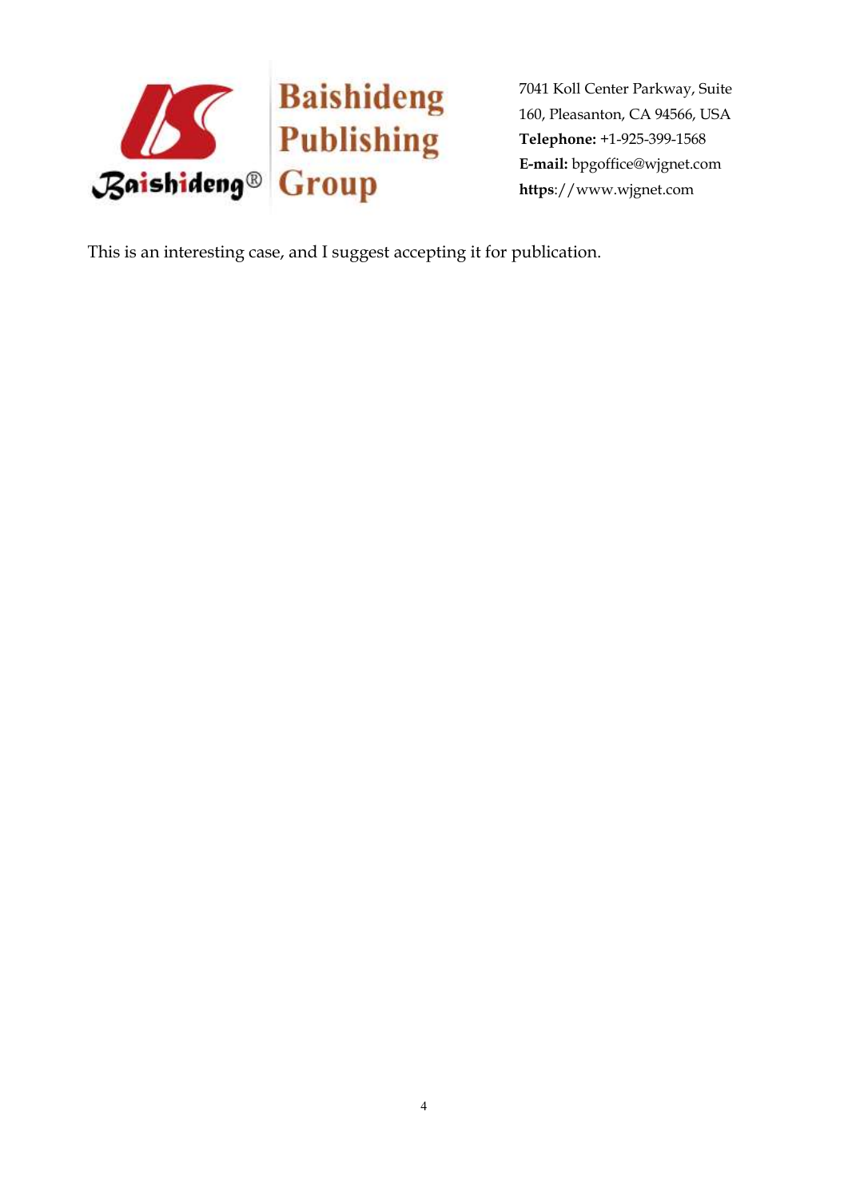This is an interesting case, and I suggest accepting it for publication.